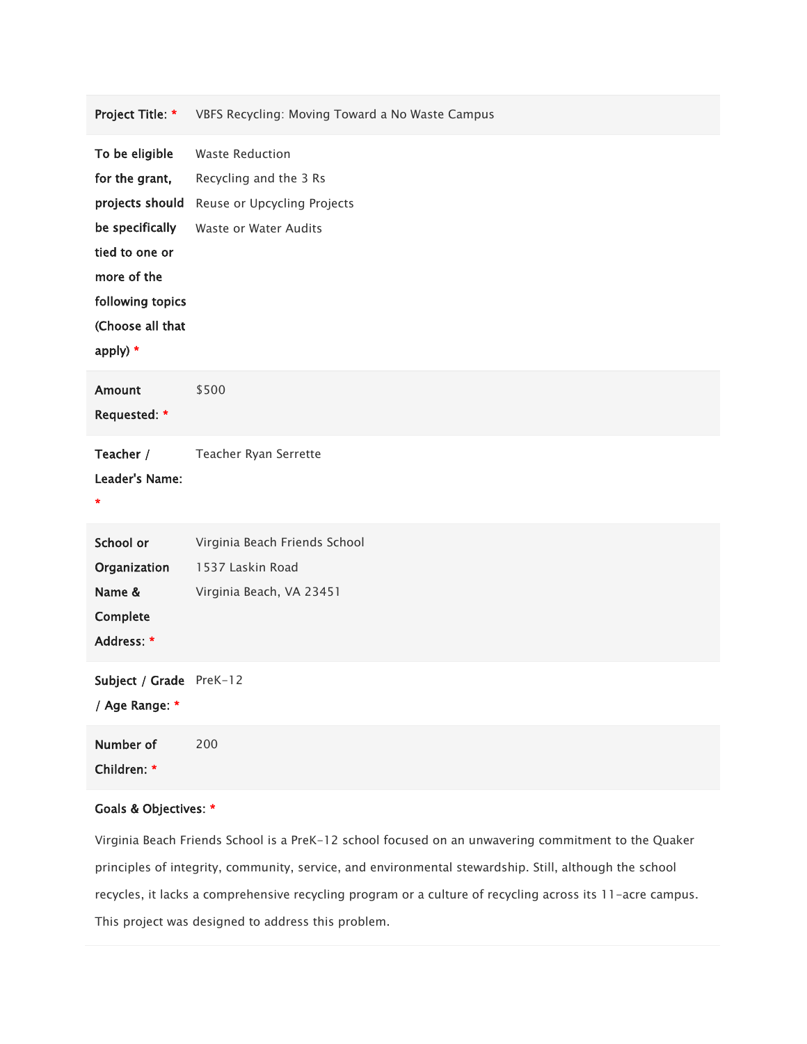| | |
|---|---|
| **Project Title:** * | VBFS Recycling: Moving Toward a No Waste Campus |
| **To be eligible for the grant, projects should be specifically tied to one or more of the following topics (Choose all that apply)** * | Waste Reduction<br>Recycling and the 3 Rs<br>Reuse or Upcycling Projects<br>Waste or Water Audits |
| **Amount Requested:** * | $500 |
| **Teacher / Leader's Name:** * | Teacher Ryan Serrette |
| **School or Organization Name & Complete Address:** * | Virginia Beach Friends School<br>1537 Laskin Road<br>Virginia Beach, VA 23451 |
| **Subject / Grade / Age Range:** * | PreK-12 |
| **Number of Children:** * | 200 |

**Goals & Objectives:** *

Virginia Beach Friends School is a PreK-12 school focused on an unwavering commitment to the Quaker principles of integrity, community, service, and environmental stewardship. Still, although the school recycles, it lacks a comprehensive recycling program or a culture of recycling across its 11-acre campus. This project was designed to address this problem.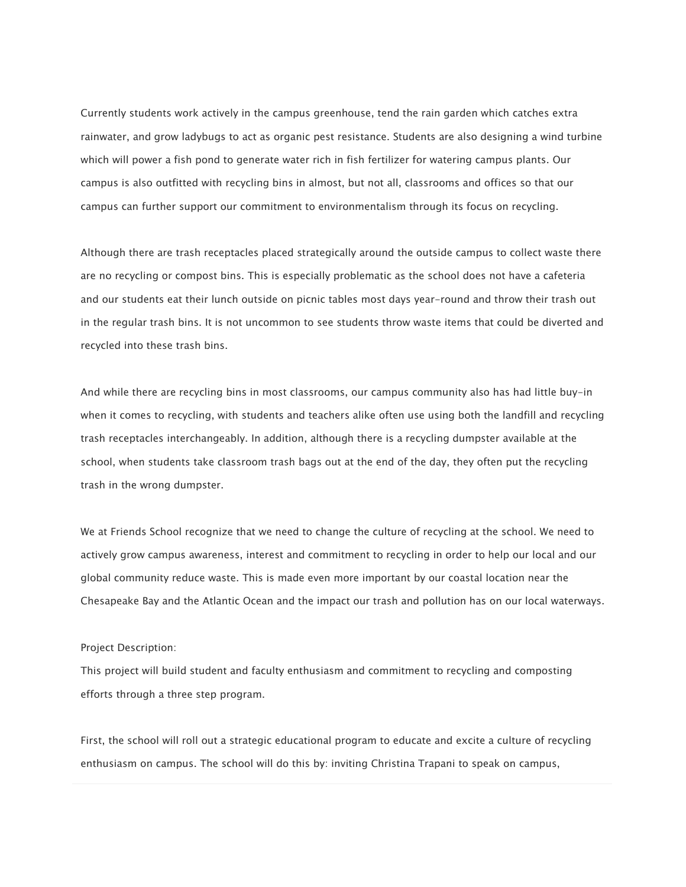Currently students work actively in the campus greenhouse, tend the rain garden which catches extra rainwater, and grow ladybugs to act as organic pest resistance. Students are also designing a wind turbine which will power a fish pond to generate water rich in fish fertilizer for watering campus plants. Our campus is also outfitted with recycling bins in almost, but not all, classrooms and offices so that our campus can further support our commitment to environmentalism through its focus on recycling.

Although there are trash receptacles placed strategically around the outside campus to collect waste there are no recycling or compost bins. This is especially problematic as the school does not have a cafeteria and our students eat their lunch outside on picnic tables most days year-round and throw their trash out in the regular trash bins. It is not uncommon to see students throw waste items that could be diverted and recycled into these trash bins.

And while there are recycling bins in most classrooms, our campus community also has had little buy-in when it comes to recycling, with students and teachers alike often use using both the landfill and recycling trash receptacles interchangeably. In addition, although there is a recycling dumpster available at the school, when students take classroom trash bags out at the end of the day, they often put the recycling trash in the wrong dumpster.

We at Friends School recognize that we need to change the culture of recycling at the school. We need to actively grow campus awareness, interest and commitment to recycling in order to help our local and our global community reduce waste. This is made even more important by our coastal location near the Chesapeake Bay and the Atlantic Ocean and the impact our trash and pollution has on our local waterways.

Project Description:
This project will build student and faculty enthusiasm and commitment to recycling and composting efforts through a three step program.

First, the school will roll out a strategic educational program to educate and excite a culture of recycling enthusiasm on campus. The school will do this by: inviting Christina Trapani to speak on campus,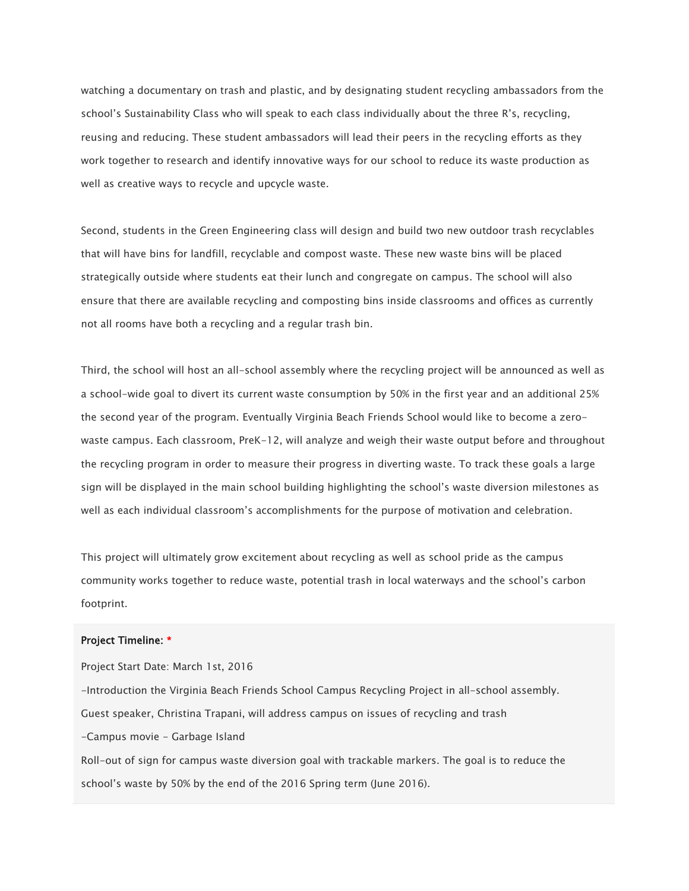watching a documentary on trash and plastic, and by designating student recycling ambassadors from the school's Sustainability Class who will speak to each class individually about the three R's, recycling, reusing and reducing. These student ambassadors will lead their peers in the recycling efforts as they work together to research and identify innovative ways for our school to reduce its waste production as well as creative ways to recycle and upcycle waste.

Second, students in the Green Engineering class will design and build two new outdoor trash recyclables that will have bins for landfill, recyclable and compost waste. These new waste bins will be placed strategically outside where students eat their lunch and congregate on campus. The school will also ensure that there are available recycling and composting bins inside classrooms and offices as currently not all rooms have both a recycling and a regular trash bin.

Third, the school will host an all-school assembly where the recycling project will be announced as well as a school-wide goal to divert its current waste consumption by 50% in the first year and an additional 25% the second year of the program. Eventually Virginia Beach Friends School would like to become a zero-waste campus. Each classroom, PreK-12, will analyze and weigh their waste output before and throughout the recycling program in order to measure their progress in diverting waste. To track these goals a large sign will be displayed in the main school building highlighting the school's waste diversion milestones as well as each individual classroom's accomplishments for the purpose of motivation and celebration.

This project will ultimately grow excitement about recycling as well as school pride as the campus community works together to reduce waste, potential trash in local waterways and the school's carbon footprint.

**Project Timeline:** *

Project Start Date: March 1st, 2016

-Introduction the Virginia Beach Friends School Campus Recycling Project in all-school assembly.

Guest speaker, Christina Trapani, will address campus on issues of recycling and trash

-Campus movie - Garbage Island

Roll-out of sign for campus waste diversion goal with trackable markers. The goal is to reduce the school's waste by 50% by the end of the 2016 Spring term (June 2016).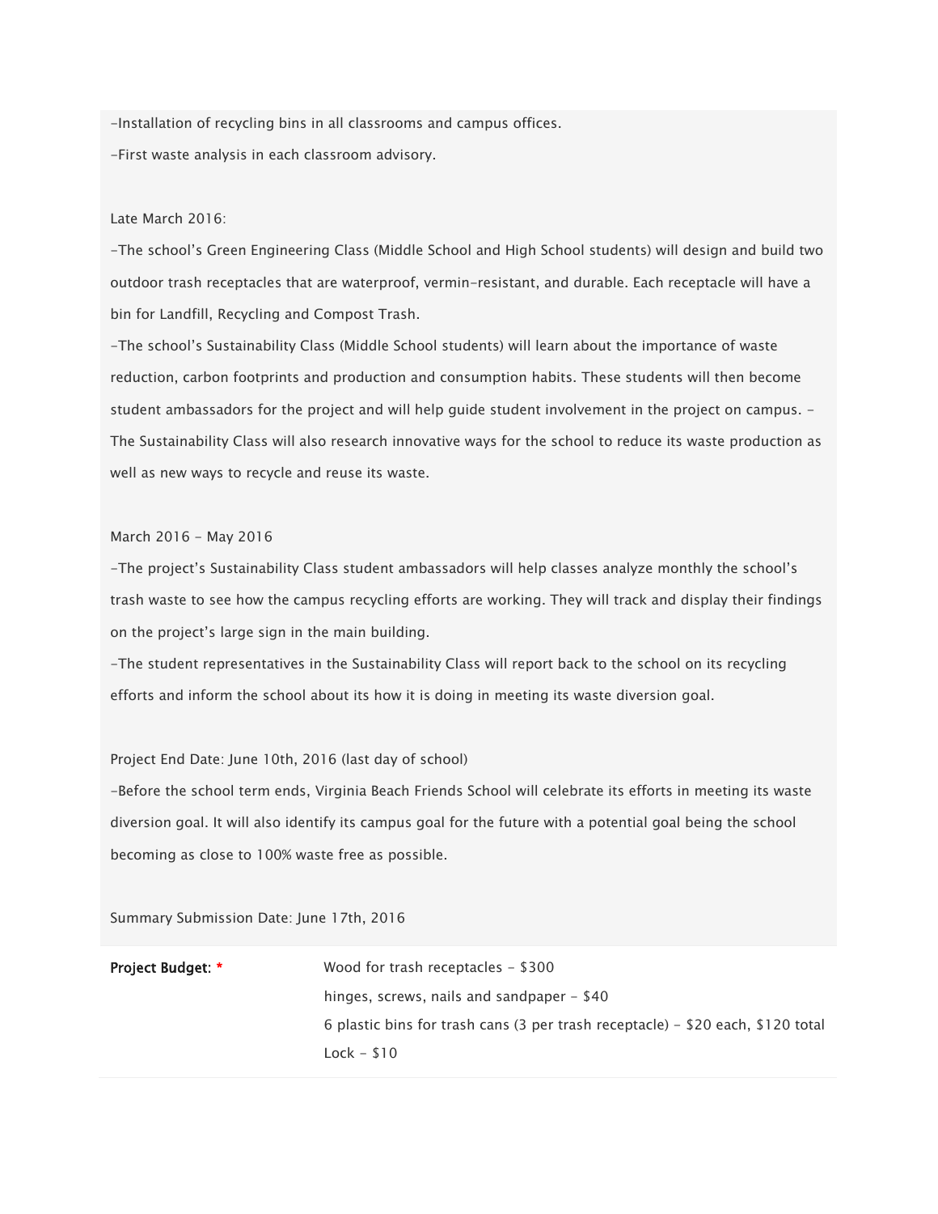-Installation of recycling bins in all classrooms and campus offices.

-First waste analysis in each classroom advisory.

Late March 2016:

-The school's Green Engineering Class (Middle School and High School students) will design and build two outdoor trash receptacles that are waterproof, vermin-resistant, and durable. Each receptacle will have a bin for Landfill, Recycling and Compost Trash.

-The school's Sustainability Class (Middle School students) will learn about the importance of waste reduction, carbon footprints and production and consumption habits. These students will then become student ambassadors for the project and will help guide student involvement in the project on campus. - The Sustainability Class will also research innovative ways for the school to reduce its waste production as well as new ways to recycle and reuse its waste.

March 2016 - May 2016

-The project's Sustainability Class student ambassadors will help classes analyze monthly the school's trash waste to see how the campus recycling efforts are working. They will track and display their findings on the project's large sign in the main building.

-The student representatives in the Sustainability Class will report back to the school on its recycling efforts and inform the school about its how it is doing in meeting its waste diversion goal.

Project End Date: June 10th, 2016 (last day of school)

-Before the school term ends, Virginia Beach Friends School will celebrate its efforts in meeting its waste diversion goal. It will also identify its campus goal for the future with a potential goal being the school becoming as close to 100% waste free as possible.

Summary Submission Date: June 17th, 2016

| **Project Budget:** * | Wood for trash receptacles - $300<br>hinges, screws, nails and sandpaper - $40<br>6 plastic bins for trash cans (3 per trash receptacle) - $20 each, $120 total<br>Lock - $10 |
|---|---|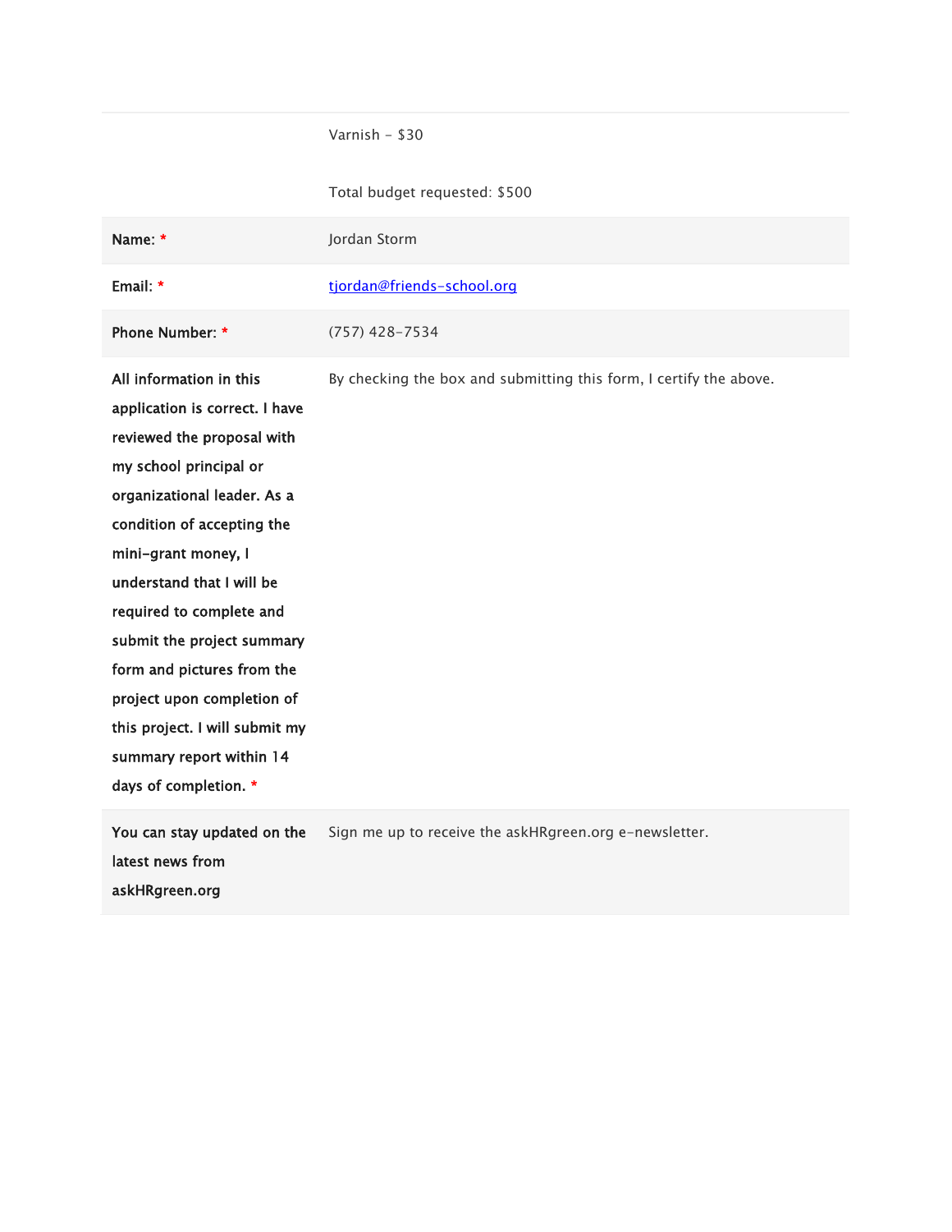| | |
|---|---|
| | Varnish - $30<br><br>Total budget requested: $500 |
| **Name:** * | Jordan Storm |
| **Email:** * | tjordan@friends-school.org |
| **Phone Number:** * | (757) 428-7534 |
| **All information in this application is correct. I have reviewed the proposal with my school principal or organizational leader. As a condition of accepting the mini-grant money, I understand that I will be required to complete and submit the project summary form and pictures from the project upon completion of this project. I will submit my summary report within 14 days of completion.** * | By checking the box and submitting this form, I certify the above. |
| **You can stay updated on the latest news from askHRgreen.org** | Sign me up to receive the askHRgreen.org e-newsletter. |